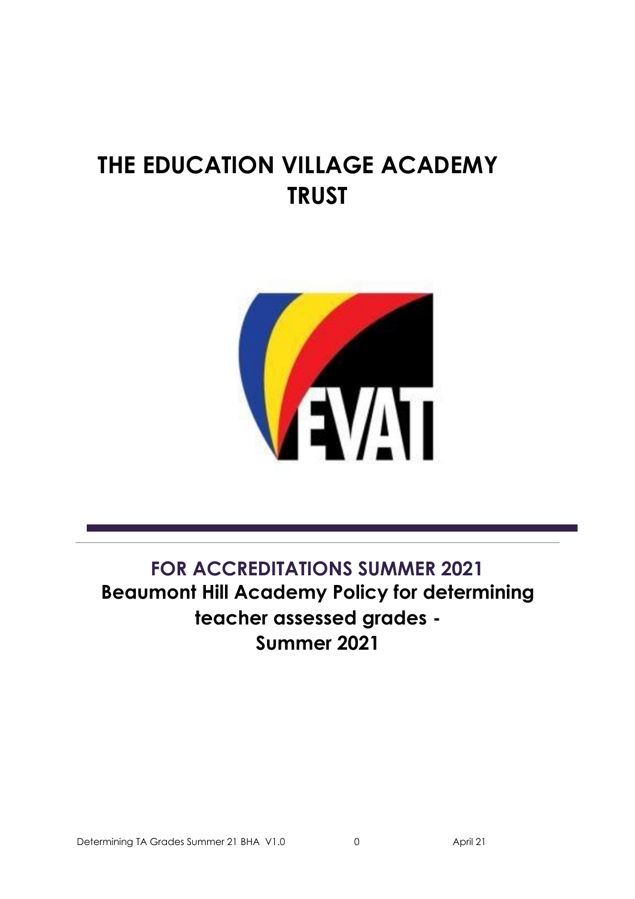# THE EDUCATION VILLAGE ACADEMY TRUST

EVAT

## FOR ACCREDITATIONS SUMMER 2021

## Beaumont Hill Academy Policy for determining teacher assessed grades - Summer 2021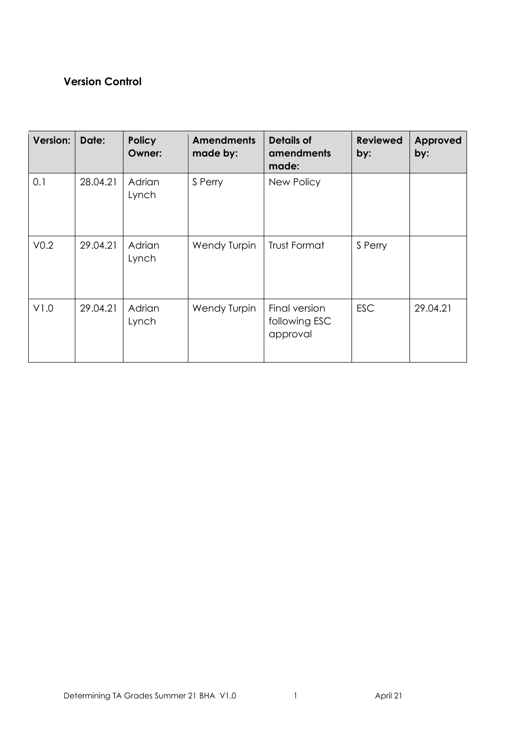## Version Control

| Version: | Date: | Policy Owner: | Amendments made by: | Details of amendments made: | Reviewed by: | Approved by: |
|---|---|---|---|---|---|---|
| 0.1 | 28.04.21 | Adrian Lynch | S Perry | New Policy | | |
| V0.2 | 29.04.21 | Adrian Lynch | Wendy Turpin | Trust Format | S Perry | |
| V1.0 | 29.04.21 | Adrian Lynch | Wendy Turpin | Final version following ESC approval | ESC | 29.04.21 |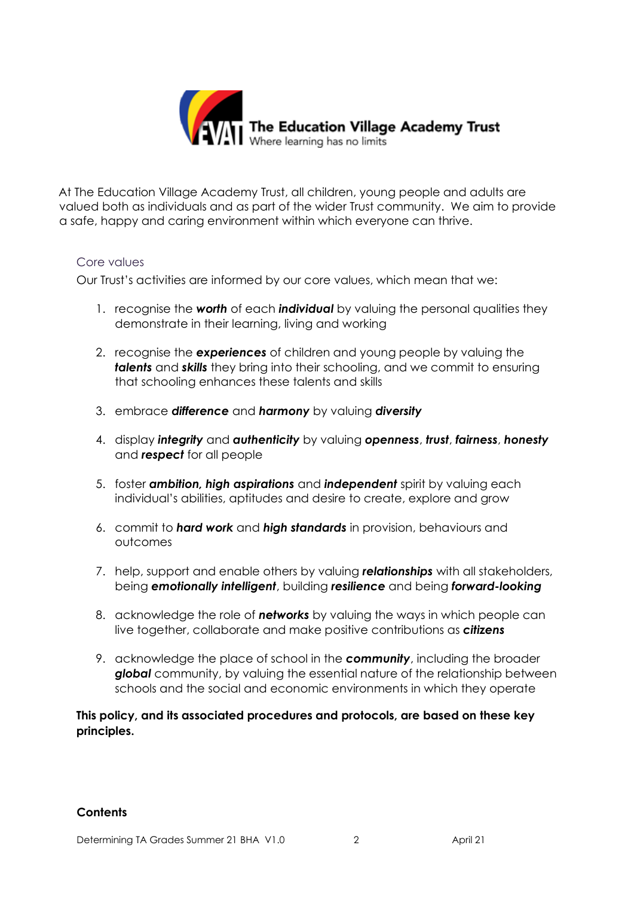The Education Village Academy Trust
Where learning has no limits

At The Education Village Academy Trust, all children, young people and adults are valued both as individuals and as part of the wider Trust community. We aim to provide a safe, happy and caring environment within which everyone can thrive.

### Core values

Our Trust's activities are informed by our core values, which mean that we:

1. recognise the ***worth*** of each ***individual*** by valuing the personal qualities they demonstrate in their learning, living and working
2. recognise the ***experiences*** of children and young people by valuing the ***talents*** and ***skills*** they bring into their schooling, and we commit to ensuring that schooling enhances these talents and skills
3. embrace ***difference*** and ***harmony*** by valuing ***diversity***
4. display ***integrity*** and ***authenticity*** by valuing ***openness***, ***trust***, ***fairness***, ***honesty*** and ***respect*** for all people
5. foster ***ambition, high aspirations*** and ***independent*** spirit by valuing each individual's abilities, aptitudes and desire to create, explore and grow
6. commit to ***hard work*** and ***high standards*** in provision, behaviours and outcomes
7. help, support and enable others by valuing ***relationships*** with all stakeholders, being ***emotionally intelligent***, building ***resilience*** and being ***forward-looking***
8. acknowledge the role of ***networks*** by valuing the ways in which people can live together, collaborate and make positive contributions as ***citizens***
9. acknowledge the place of school in the ***community***, including the broader ***global*** community, by valuing the essential nature of the relationship between schools and the social and economic environments in which they operate

**This policy, and its associated procedures and protocols, are based on these key principles.**

**Contents**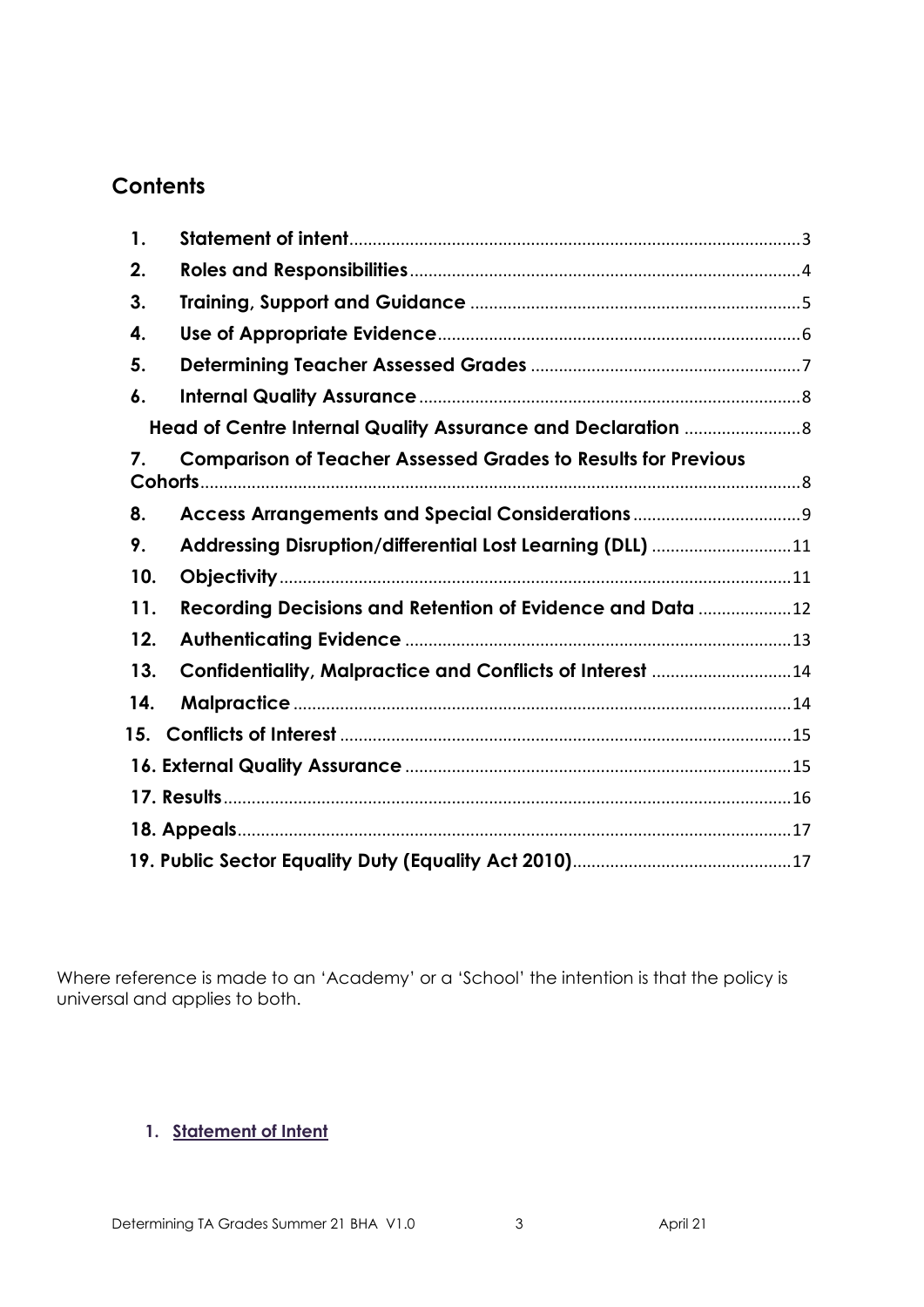## Contents

| | | |
|---|---|---|
| 1. | Statement of intent | 3 |
| 2. | Roles and Responsibilities | 4 |
| 3. | Training, Support and Guidance | 5 |
| 4. | Use of Appropriate Evidence | 6 |
| 5. | Determining Teacher Assessed Grades | 7 |
| 6. | Internal Quality Assurance | 8 |
| | Head of Centre Internal Quality Assurance and Declaration | 8 |
| 7. | Comparison of Teacher Assessed Grades to Results for Previous Cohorts | 8 |
| 8. | Access Arrangements and Special Considerations | 9 |
| 9. | Addressing Disruption/differential Lost Learning (DLL) | 11 |
| 10. | Objectivity | 11 |
| 11. | Recording Decisions and Retention of Evidence and Data | 12 |
| 12. | Authenticating Evidence | 13 |
| 13. | Confidentiality, Malpractice and Conflicts of Interest | 14 |
| 14. | Malpractice | 14 |
| 15. | Conflicts of Interest | 15 |
| 16. | External Quality Assurance | 15 |
| 17. | Results | 16 |
| 18. | Appeals | 17 |
| 19. | Public Sector Equality Duty (Equality Act 2010) | 17 |

Where reference is made to an 'Academy' or a 'School' the intention is that the policy is universal and applies to both.

### 1. Statement of Intent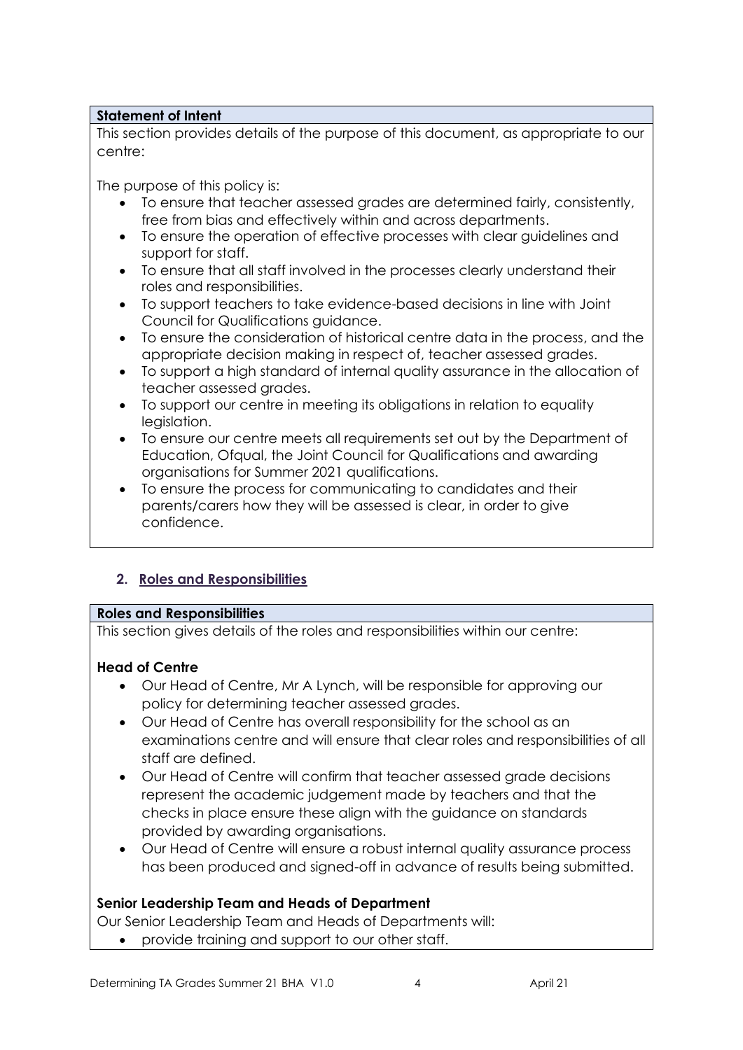**Statement of Intent**

This section provides details of the purpose of this document, as appropriate to our centre:

The purpose of this policy is:

- To ensure that teacher assessed grades are determined fairly, consistently, free from bias and effectively within and across departments.
- To ensure the operation of effective processes with clear guidelines and support for staff.
- To ensure that all staff involved in the processes clearly understand their roles and responsibilities.
- To support teachers to take evidence-based decisions in line with Joint Council for Qualifications guidance.
- To ensure the consideration of historical centre data in the process, and the appropriate decision making in respect of, teacher assessed grades.
- To support a high standard of internal quality assurance in the allocation of teacher assessed grades.
- To support our centre in meeting its obligations in relation to equality legislation.
- To ensure our centre meets all requirements set out by the Department of Education, Ofqual, the Joint Council for Qualifications and awarding organisations for Summer 2021 qualifications.
- To ensure the process for communicating to candidates and their parents/carers how they will be assessed is clear, in order to give confidence.

## 2. Roles and Responsibilities

**Roles and Responsibilities**

This section gives details of the roles and responsibilities within our centre:

### Head of Centre

- Our Head of Centre, Mr A Lynch, will be responsible for approving our policy for determining teacher assessed grades.
- Our Head of Centre has overall responsibility for the school as an examinations centre and will ensure that clear roles and responsibilities of all staff are defined.
- Our Head of Centre will confirm that teacher assessed grade decisions represent the academic judgement made by teachers and that the checks in place ensure these align with the guidance on standards provided by awarding organisations.
- Our Head of Centre will ensure a robust internal quality assurance process has been produced and signed-off in advance of results being submitted.

### Senior Leadership Team and Heads of Department

Our Senior Leadership Team and Heads of Departments will:

- provide training and support to our other staff.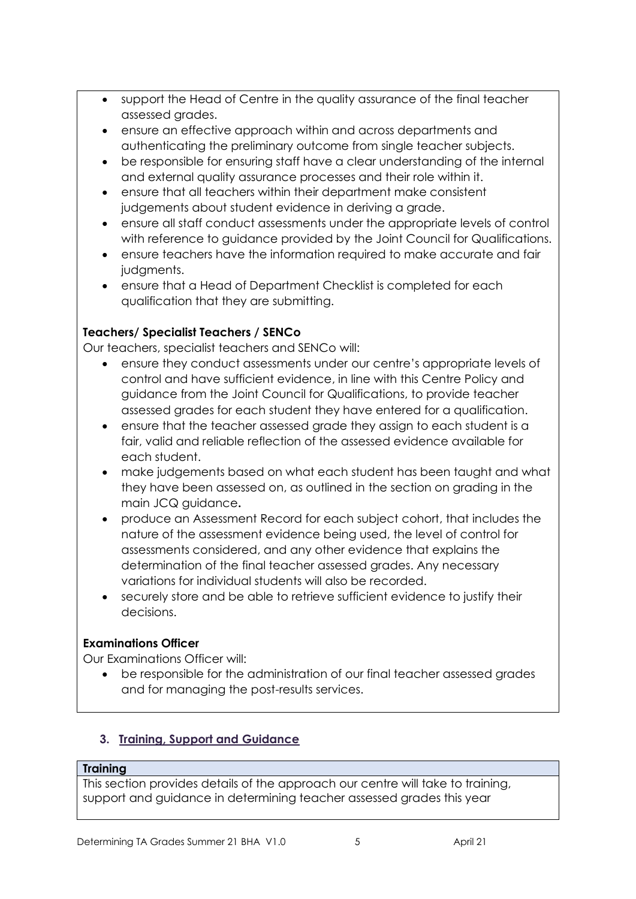- support the Head of Centre in the quality assurance of the final teacher assessed grades.
- ensure an effective approach within and across departments and authenticating the preliminary outcome from single teacher subjects.
- be responsible for ensuring staff have a clear understanding of the internal and external quality assurance processes and their role within it.
- ensure that all teachers within their department make consistent judgements about student evidence in deriving a grade.
- ensure all staff conduct assessments under the appropriate levels of control with reference to guidance provided by the Joint Council for Qualifications.
- ensure teachers have the information required to make accurate and fair judgments.
- ensure that a Head of Department Checklist is completed for each qualification that they are submitting.

**Teachers/ Specialist Teachers / SENCo**

Our teachers, specialist teachers and SENCo will:

- ensure they conduct assessments under our centre's appropriate levels of control and have sufficient evidence, in line with this Centre Policy and guidance from the Joint Council for Qualifications, to provide teacher assessed grades for each student they have entered for a qualification.
- ensure that the teacher assessed grade they assign to each student is a fair, valid and reliable reflection of the assessed evidence available for each student.
- make judgements based on what each student has been taught and what they have been assessed on, as outlined in the section on grading in the main JCQ guidance**.**
- produce an Assessment Record for each subject cohort, that includes the nature of the assessment evidence being used, the level of control for assessments considered, and any other evidence that explains the determination of the final teacher assessed grades. Any necessary variations for individual students will also be recorded.
- securely store and be able to retrieve sufficient evidence to justify their decisions.

**Examinations Officer**

Our Examinations Officer will:

- be responsible for the administration of our final teacher assessed grades and for managing the post-results services.

## 3. Training, Support and Guidance

**Training**

This section provides details of the approach our centre will take to training, support and guidance in determining teacher assessed grades this year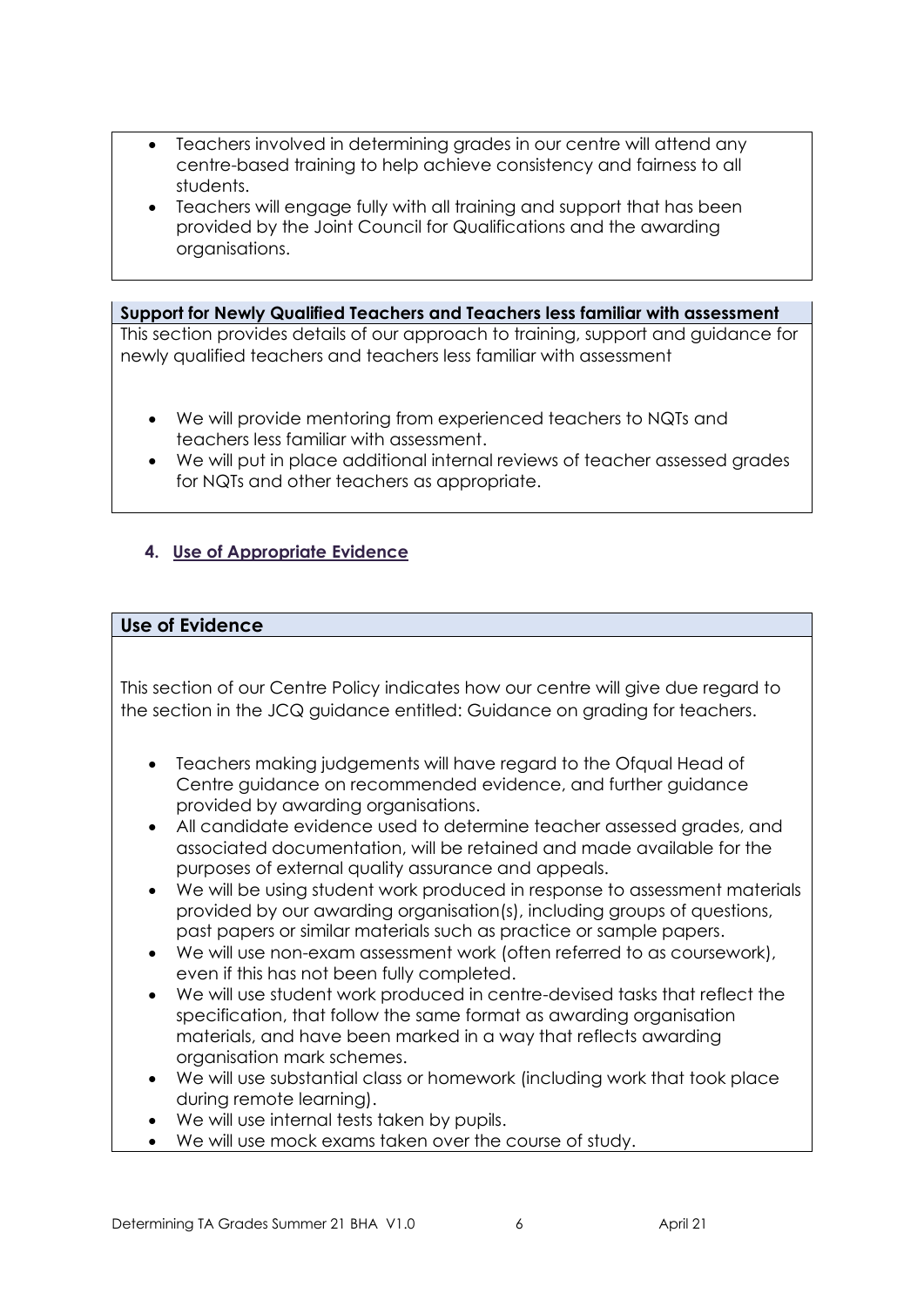- Teachers involved in determining grades in our centre will attend any centre-based training to help achieve consistency and fairness to all students.
- Teachers will engage fully with all training and support that has been provided by the Joint Council for Qualifications and the awarding organisations.

**Support for Newly Qualified Teachers and Teachers less familiar with assessment**

This section provides details of our approach to training, support and guidance for newly qualified teachers and teachers less familiar with assessment

- We will provide mentoring from experienced teachers to NQTs and teachers less familiar with assessment.
- We will put in place additional internal reviews of teacher assessed grades for NQTs and other teachers as appropriate.

## 4. Use of Appropriate Evidence

**Use of Evidence**

This section of our Centre Policy indicates how our centre will give due regard to the section in the JCQ guidance entitled: Guidance on grading for teachers.

- Teachers making judgements will have regard to the Ofqual Head of Centre guidance on recommended evidence, and further guidance provided by awarding organisations.
- All candidate evidence used to determine teacher assessed grades, and associated documentation, will be retained and made available for the purposes of external quality assurance and appeals.
- We will be using student work produced in response to assessment materials provided by our awarding organisation(s), including groups of questions, past papers or similar materials such as practice or sample papers.
- We will use non-exam assessment work (often referred to as coursework), even if this has not been fully completed.
- We will use student work produced in centre-devised tasks that reflect the specification, that follow the same format as awarding organisation materials, and have been marked in a way that reflects awarding organisation mark schemes.
- We will use substantial class or homework (including work that took place during remote learning).
- We will use internal tests taken by pupils.
- We will use mock exams taken over the course of study.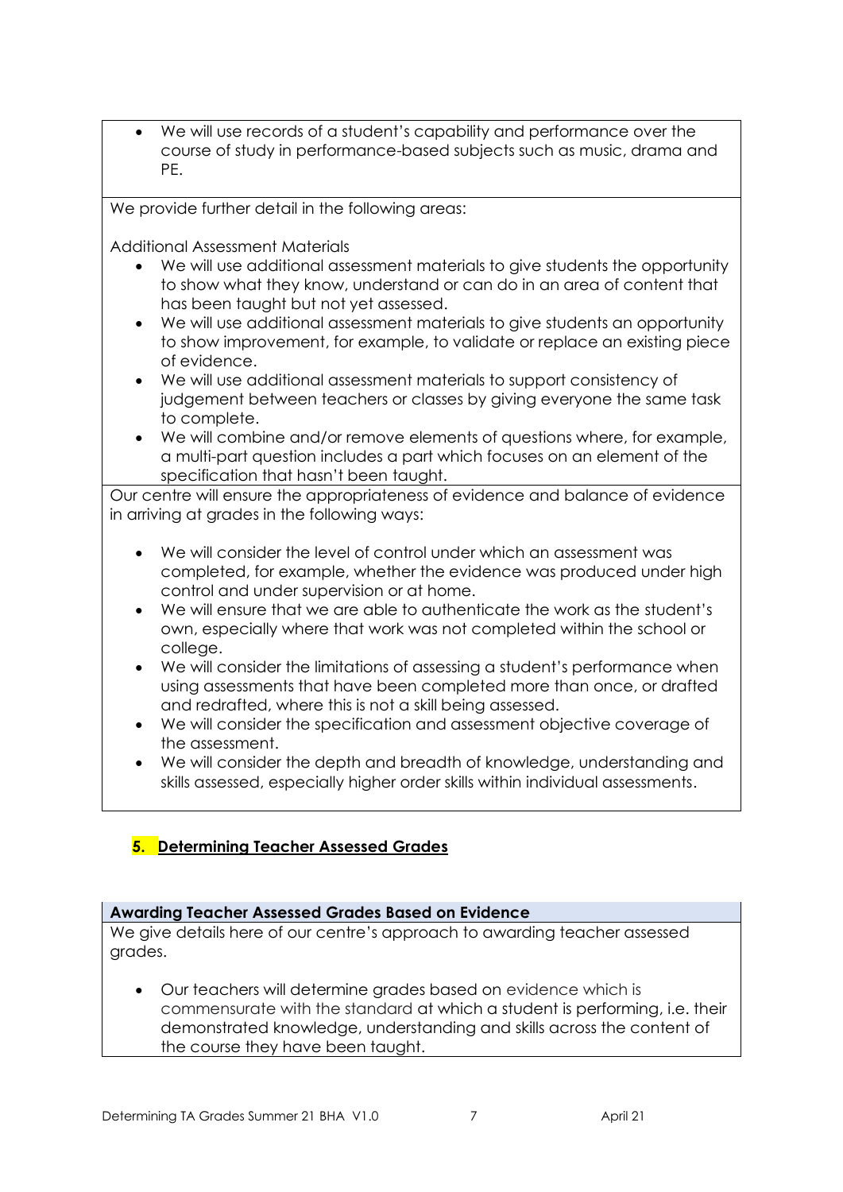- We will use records of a student's capability and performance over the course of study in performance-based subjects such as music, drama and PE.

We provide further detail in the following areas:

Additional Assessment Materials

- We will use additional assessment materials to give students the opportunity to show what they know, understand or can do in an area of content that has been taught but not yet assessed.
- We will use additional assessment materials to give students an opportunity to show improvement, for example, to validate or replace an existing piece of evidence.
- We will use additional assessment materials to support consistency of judgement between teachers or classes by giving everyone the same task to complete.
- We will combine and/or remove elements of questions where, for example, a multi-part question includes a part which focuses on an element of the specification that hasn't been taught.

Our centre will ensure the appropriateness of evidence and balance of evidence in arriving at grades in the following ways:

- We will consider the level of control under which an assessment was completed, for example, whether the evidence was produced under high control and under supervision or at home.
- We will ensure that we are able to authenticate the work as the student's own, especially where that work was not completed within the school or college.
- We will consider the limitations of assessing a student's performance when using assessments that have been completed more than once, or drafted and redrafted, where this is not a skill being assessed.
- We will consider the specification and assessment objective coverage of the assessment.
- We will consider the depth and breadth of knowledge, understanding and skills assessed, especially higher order skills within individual assessments.

## 5. Determining Teacher Assessed Grades

**Awarding Teacher Assessed Grades Based on Evidence**

We give details here of our centre's approach to awarding teacher assessed grades.

- Our teachers will determine grades based on evidence which is commensurate with the standard at which a student is performing, i.e. their demonstrated knowledge, understanding and skills across the content of the course they have been taught.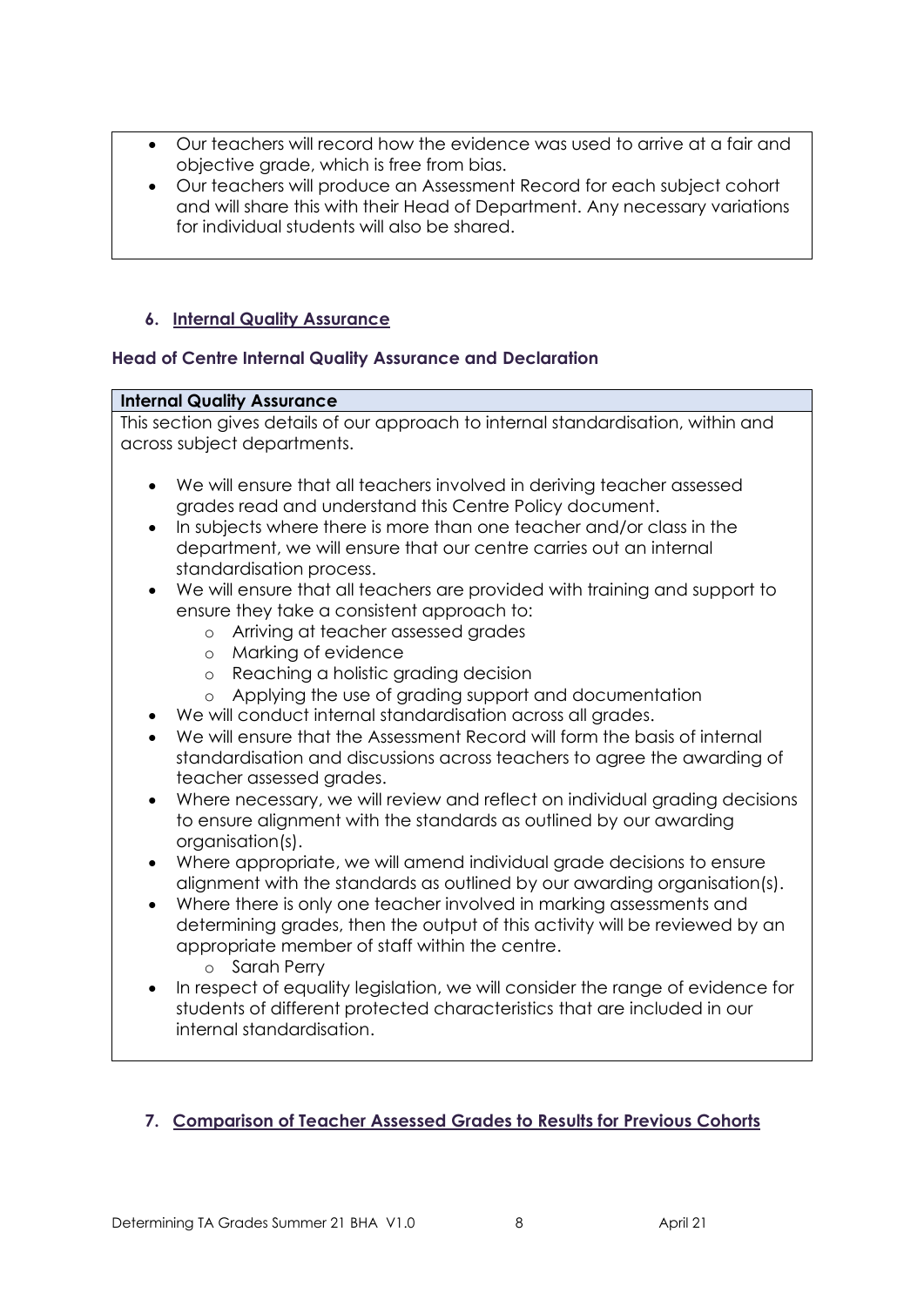- Our teachers will record how the evidence was used to arrive at a fair and objective grade, which is free from bias.
- Our teachers will produce an Assessment Record for each subject cohort and will share this with their Head of Department. Any necessary variations for individual students will also be shared.

## 6. Internal Quality Assurance

### Head of Centre Internal Quality Assurance and Declaration

**Internal Quality Assurance**

This section gives details of our approach to internal standardisation, within and across subject departments.

- We will ensure that all teachers involved in deriving teacher assessed grades read and understand this Centre Policy document.
- In subjects where there is more than one teacher and/or class in the department, we will ensure that our centre carries out an internal standardisation process.
- We will ensure that all teachers are provided with training and support to ensure they take a consistent approach to:
    - Arriving at teacher assessed grades
    - Marking of evidence
    - Reaching a holistic grading decision
    - Applying the use of grading support and documentation
- We will conduct internal standardisation across all grades.
- We will ensure that the Assessment Record will form the basis of internal standardisation and discussions across teachers to agree the awarding of teacher assessed grades.
- Where necessary, we will review and reflect on individual grading decisions to ensure alignment with the standards as outlined by our awarding organisation(s).
- Where appropriate, we will amend individual grade decisions to ensure alignment with the standards as outlined by our awarding organisation(s).
- Where there is only one teacher involved in marking assessments and determining grades, then the output of this activity will be reviewed by an appropriate member of staff within the centre.
    - Sarah Perry
- In respect of equality legislation, we will consider the range of evidence for students of different protected characteristics that are included in our internal standardisation.

## 7. Comparison of Teacher Assessed Grades to Results for Previous Cohorts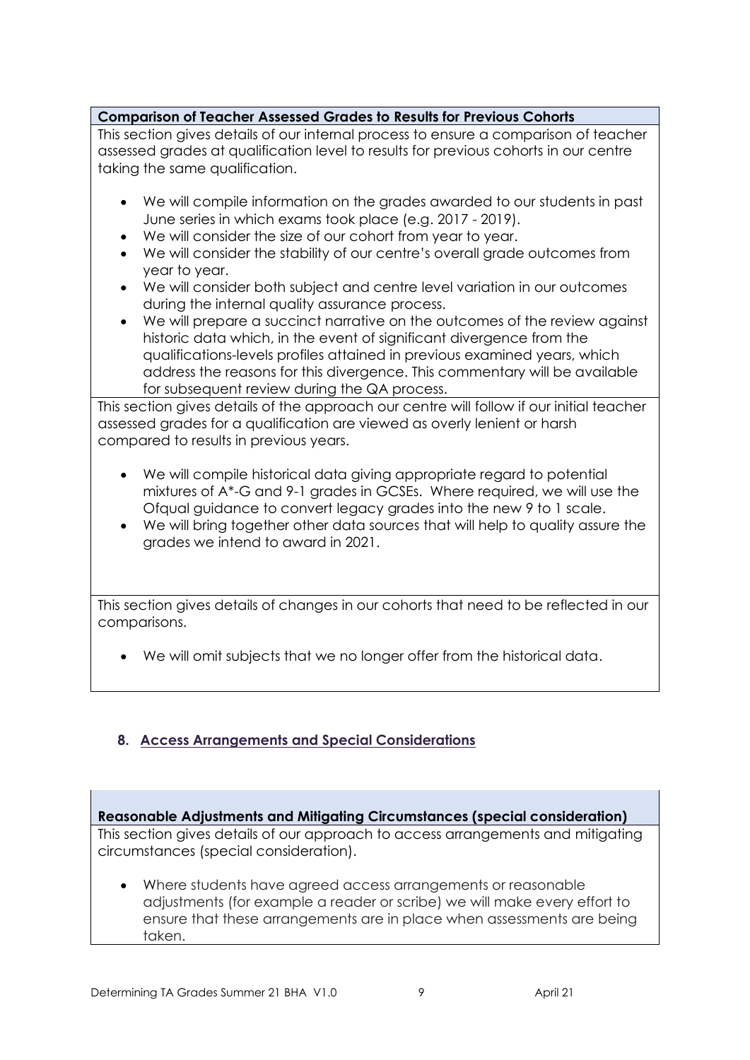**Comparison of Teacher Assessed Grades to Results for Previous Cohorts**

This section gives details of our internal process to ensure a comparison of teacher assessed grades at qualification level to results for previous cohorts in our centre taking the same qualification.

- We will compile information on the grades awarded to our students in past June series in which exams took place (e.g. 2017 - 2019).
- We will consider the size of our cohort from year to year.
- We will consider the stability of our centre's overall grade outcomes from year to year.
- We will consider both subject and centre level variation in our outcomes during the internal quality assurance process.
- We will prepare a succinct narrative on the outcomes of the review against historic data which, in the event of significant divergence from the qualifications-levels profiles attained in previous examined years, which address the reasons for this divergence. This commentary will be available for subsequent review during the QA process.

This section gives details of the approach our centre will follow if our initial teacher assessed grades for a qualification are viewed as overly lenient or harsh compared to results in previous years.

- We will compile historical data giving appropriate regard to potential mixtures of A*-G and 9-1 grades in GCSEs. Where required, we will use the Ofqual guidance to convert legacy grades into the new 9 to 1 scale.
- We will bring together other data sources that will help to quality assure the grades we intend to award in 2021.

This section gives details of changes in our cohorts that need to be reflected in our comparisons.

- We will omit subjects that we no longer offer from the historical data.

## 8. Access Arrangements and Special Considerations

**Reasonable Adjustments and Mitigating Circumstances (special consideration)**

This section gives details of our approach to access arrangements and mitigating circumstances (special consideration).

- Where students have agreed access arrangements or reasonable adjustments (for example a reader or scribe) we will make every effort to ensure that these arrangements are in place when assessments are being taken.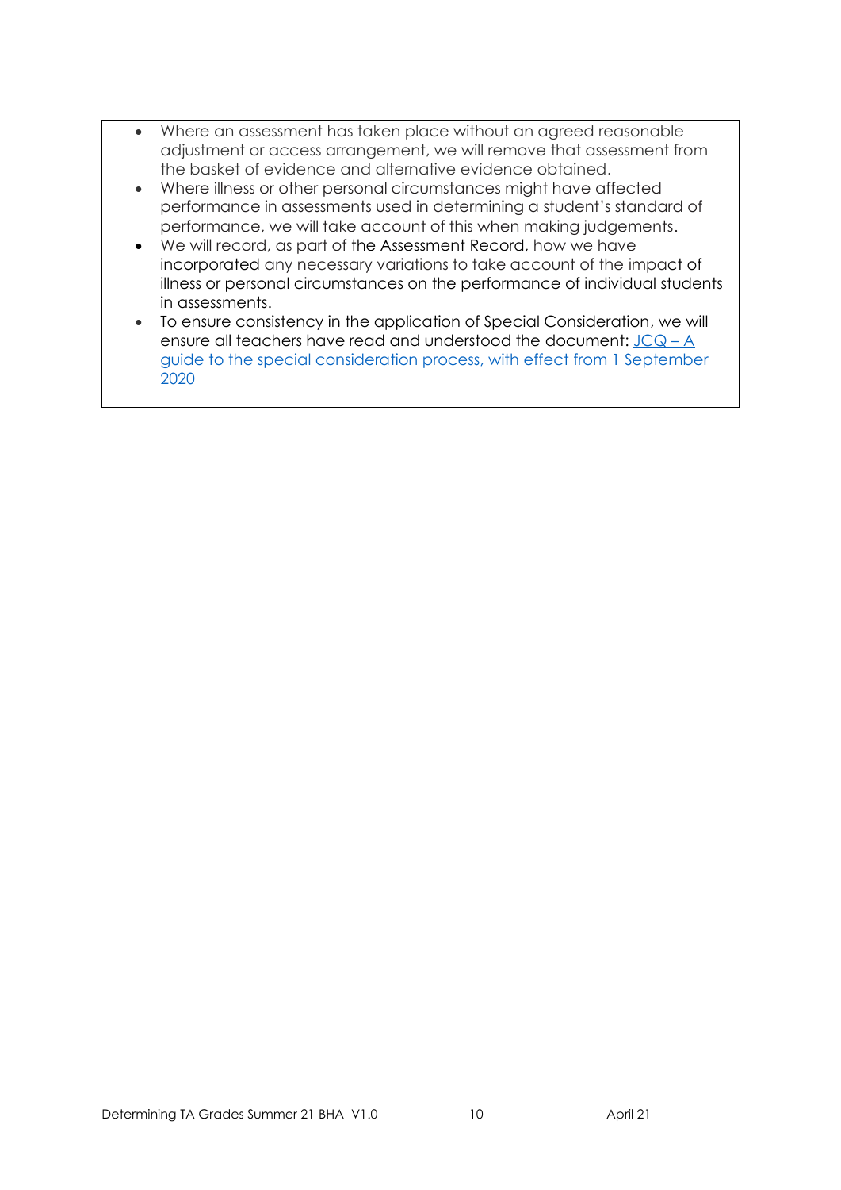- Where an assessment has taken place without an agreed reasonable adjustment or access arrangement, we will remove that assessment from the basket of evidence and alternative evidence obtained.
- Where illness or other personal circumstances might have affected performance in assessments used in determining a student's standard of performance, we will take account of this when making judgements.
- We will record, as part of the Assessment Record, how we have incorporated any necessary variations to take account of the impact of illness or personal circumstances on the performance of individual students in assessments.
- To ensure consistency in the application of Special Consideration, we will ensure all teachers have read and understood the document: [JCQ – A guide to the special consideration process, with effect from 1 September 2020]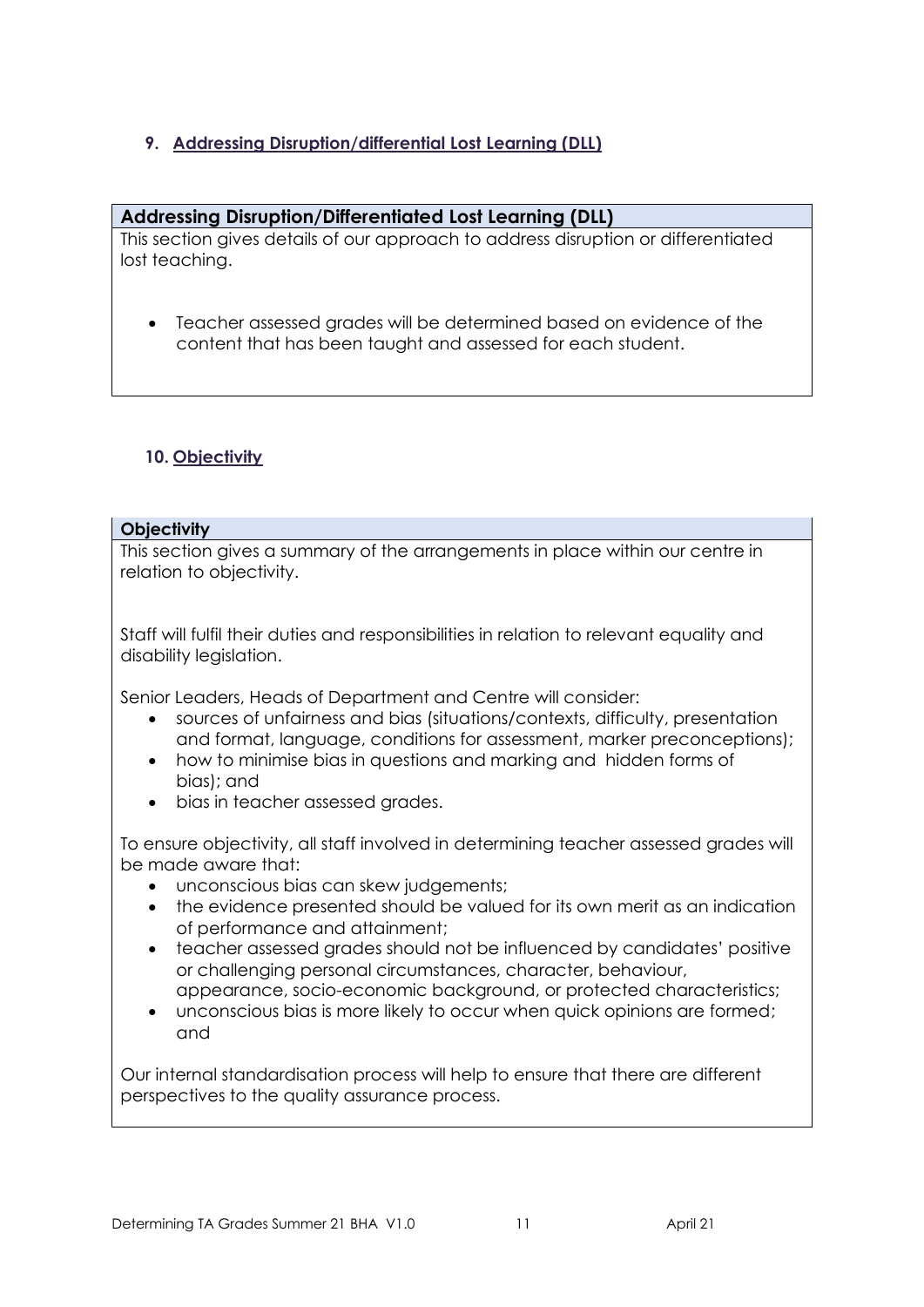## 9. Addressing Disruption/differential Lost Learning (DLL)

### Addressing Disruption/Differentiated Lost Learning (DLL)

This section gives details of our approach to address disruption or differentiated lost teaching.

- Teacher assessed grades will be determined based on evidence of the content that has been taught and assessed for each student.

## 10. Objectivity

### Objectivity

This section gives a summary of the arrangements in place within our centre in relation to objectivity.

Staff will fulfil their duties and responsibilities in relation to relevant equality and disability legislation.

Senior Leaders, Heads of Department and Centre will consider:

- sources of unfairness and bias (situations/contexts, difficulty, presentation and format, language, conditions for assessment, marker preconceptions);
- how to minimise bias in questions and marking and hidden forms of bias); and
- bias in teacher assessed grades.

To ensure objectivity, all staff involved in determining teacher assessed grades will be made aware that:

- unconscious bias can skew judgements;
- the evidence presented should be valued for its own merit as an indication of performance and attainment;
- teacher assessed grades should not be influenced by candidates' positive or challenging personal circumstances, character, behaviour, appearance, socio-economic background, or protected characteristics;
- unconscious bias is more likely to occur when quick opinions are formed; and

Our internal standardisation process will help to ensure that there are different perspectives to the quality assurance process.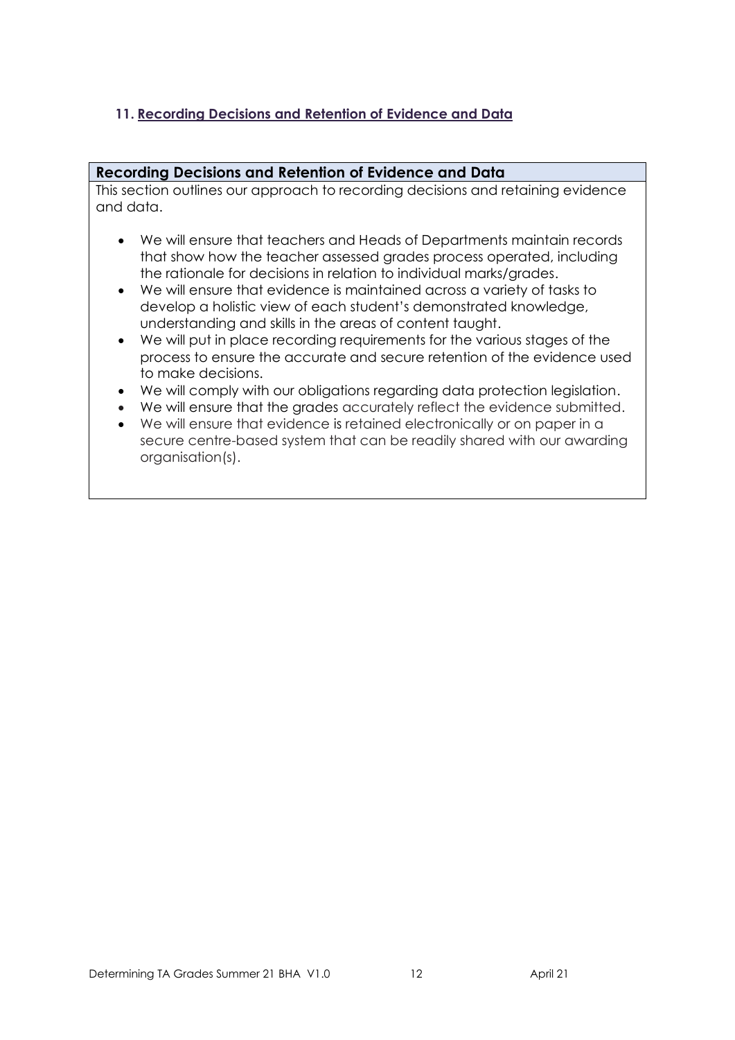### 11. Recording Decisions and Retention of Evidence and Data

| Recording Decisions and Retention of Evidence and Data |
| --- |
| This section outlines our approach to recording decisions and retaining evidence and data.<br><br>• We will ensure that teachers and Heads of Departments maintain records that show how the teacher assessed grades process operated, including the rationale for decisions in relation to individual marks/grades.<br>• We will ensure that evidence is maintained across a variety of tasks to develop a holistic view of each student's demonstrated knowledge, understanding and skills in the areas of content taught.<br>• We will put in place recording requirements for the various stages of the process to ensure the accurate and secure retention of the evidence used to make decisions.<br>• We will comply with our obligations regarding data protection legislation.<br>• We will ensure that the grades accurately reflect the evidence submitted.<br>• We will ensure that evidence is retained electronically or on paper in a secure centre-based system that can be readily shared with our awarding organisation(s). |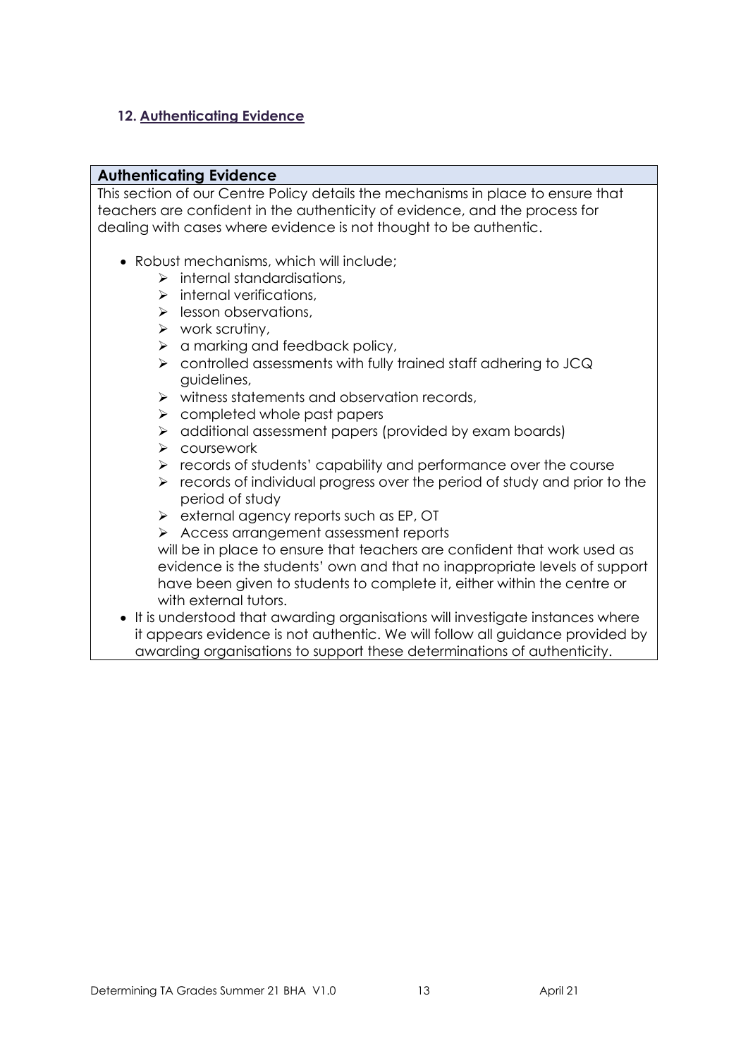## 12. Authenticating Evidence

| Authenticating Evidence |
|---|
| This section of our Centre Policy details the mechanisms in place to ensure that teachers are confident in the authenticity of evidence, and the process for dealing with cases where evidence is not thought to be authentic. |

- Robust mechanisms, which will include;
  - internal standardisations,
  - internal verifications,
  - lesson observations,
  - work scrutiny,
  - a marking and feedback policy,
  - controlled assessments with fully trained staff adhering to JCQ guidelines,
  - witness statements and observation records,
  - completed whole past papers
  - additional assessment papers (provided by exam boards)
  - coursework
  - records of students' capability and performance over the course
  - records of individual progress over the period of study and prior to the period of study
  - external agency reports such as EP, OT
  - Access arrangement assessment reports

  will be in place to ensure that teachers are confident that work used as evidence is the students' own and that no inappropriate levels of support have been given to students to complete it, either within the centre or with external tutors.
- It is understood that awarding organisations will investigate instances where it appears evidence is not authentic. We will follow all guidance provided by awarding organisations to support these determinations of authenticity.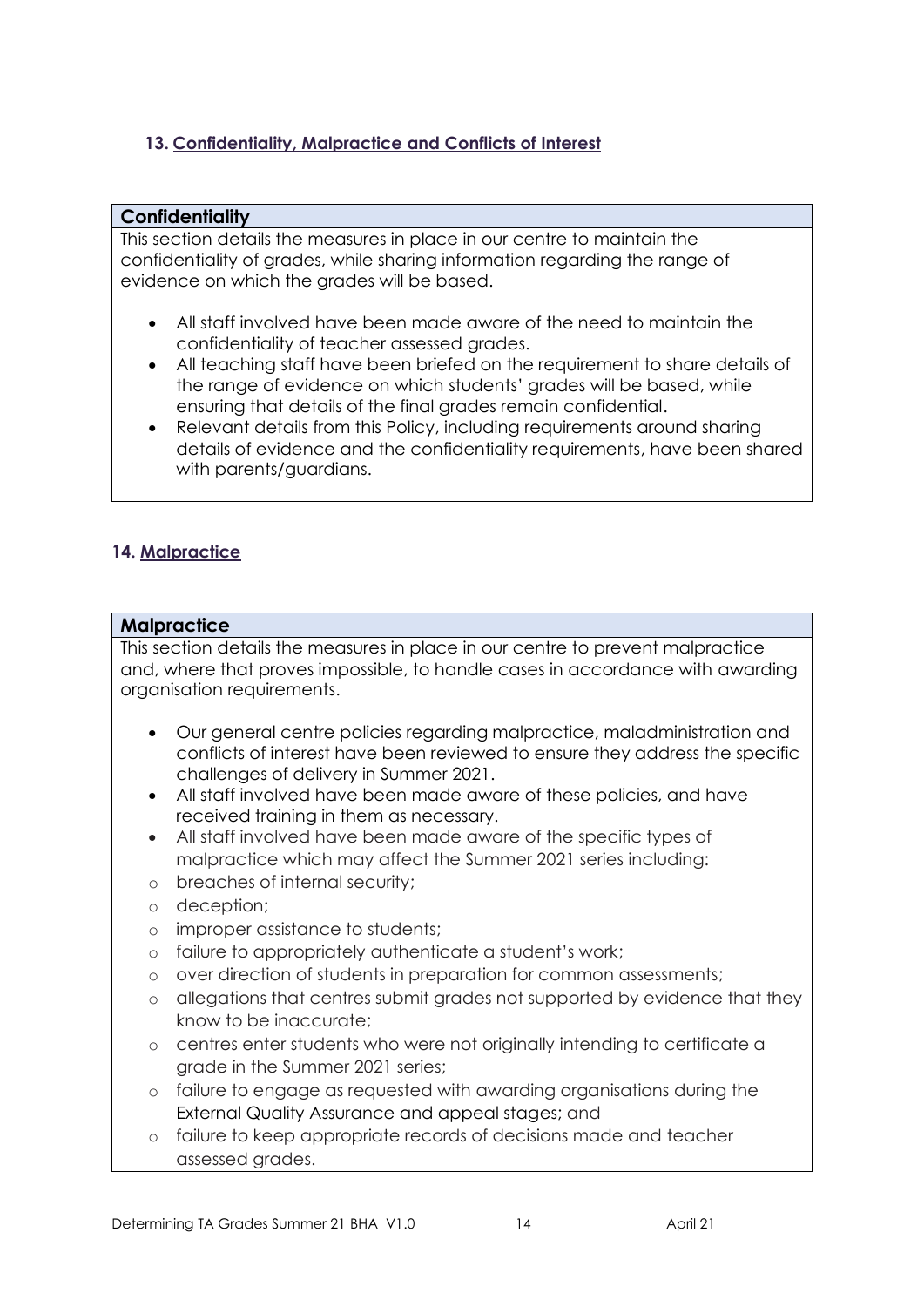## 13. Confidentiality, Malpractice and Conflicts of Interest

### Confidentiality

This section details the measures in place in our centre to maintain the confidentiality of grades, while sharing information regarding the range of evidence on which the grades will be based.

- All staff involved have been made aware of the need to maintain the confidentiality of teacher assessed grades.
- All teaching staff have been briefed on the requirement to share details of the range of evidence on which students' grades will be based, while ensuring that details of the final grades remain confidential.
- Relevant details from this Policy, including requirements around sharing details of evidence and the confidentiality requirements, have been shared with parents/guardians.

## 14. Malpractice

### Malpractice

This section details the measures in place in our centre to prevent malpractice and, where that proves impossible, to handle cases in accordance with awarding organisation requirements.

- Our general centre policies regarding malpractice, maladministration and conflicts of interest have been reviewed to ensure they address the specific challenges of delivery in Summer 2021.
- All staff involved have been made aware of these policies, and have received training in them as necessary.
- All staff involved have been made aware of the specific types of malpractice which may affect the Summer 2021 series including:
  - breaches of internal security;
  - deception;
  - improper assistance to students;
  - failure to appropriately authenticate a student's work;
  - over direction of students in preparation for common assessments;
  - allegations that centres submit grades not supported by evidence that they know to be inaccurate;
  - centres enter students who were not originally intending to certificate a grade in the Summer 2021 series;
  - failure to engage as requested with awarding organisations during the External Quality Assurance and appeal stages; and
  - failure to keep appropriate records of decisions made and teacher assessed grades.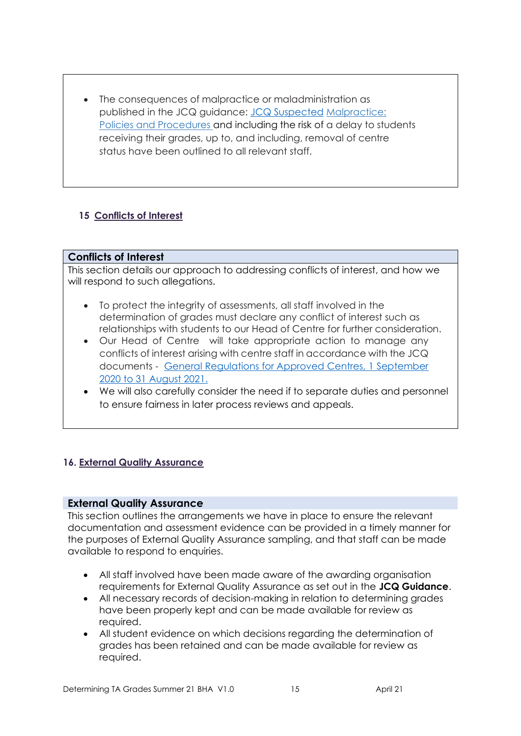- The consequences of malpractice or maladministration as published in the JCQ guidance: JCQ Suspected Malpractice: Policies and Procedures and including the risk of a delay to students receiving their grades, up to, and including, removal of centre status have been outlined to all relevant staff.

## 15 Conflicts of Interest

### Conflicts of Interest

This section details our approach to addressing conflicts of interest, and how we will respond to such allegations.

- To protect the integrity of assessments, all staff involved in the determination of grades must declare any conflict of interest such as relationships with students to our Head of Centre for further consideration.
- Our Head of Centre will take appropriate action to manage any conflicts of interest arising with centre staff in accordance with the JCQ documents - General Regulations for Approved Centres, 1 September 2020 to 31 August 2021.
- We will also carefully consider the need if to separate duties and personnel to ensure fairness in later process reviews and appeals.

## 16. External Quality Assurance

### External Quality Assurance

This section outlines the arrangements we have in place to ensure the relevant documentation and assessment evidence can be provided in a timely manner for the purposes of External Quality Assurance sampling, and that staff can be made available to respond to enquiries.

- All staff involved have been made aware of the awarding organisation requirements for External Quality Assurance as set out in the **JCQ Guidance**.
- All necessary records of decision-making in relation to determining grades have been properly kept and can be made available for review as required.
- All student evidence on which decisions regarding the determination of grades has been retained and can be made available for review as required.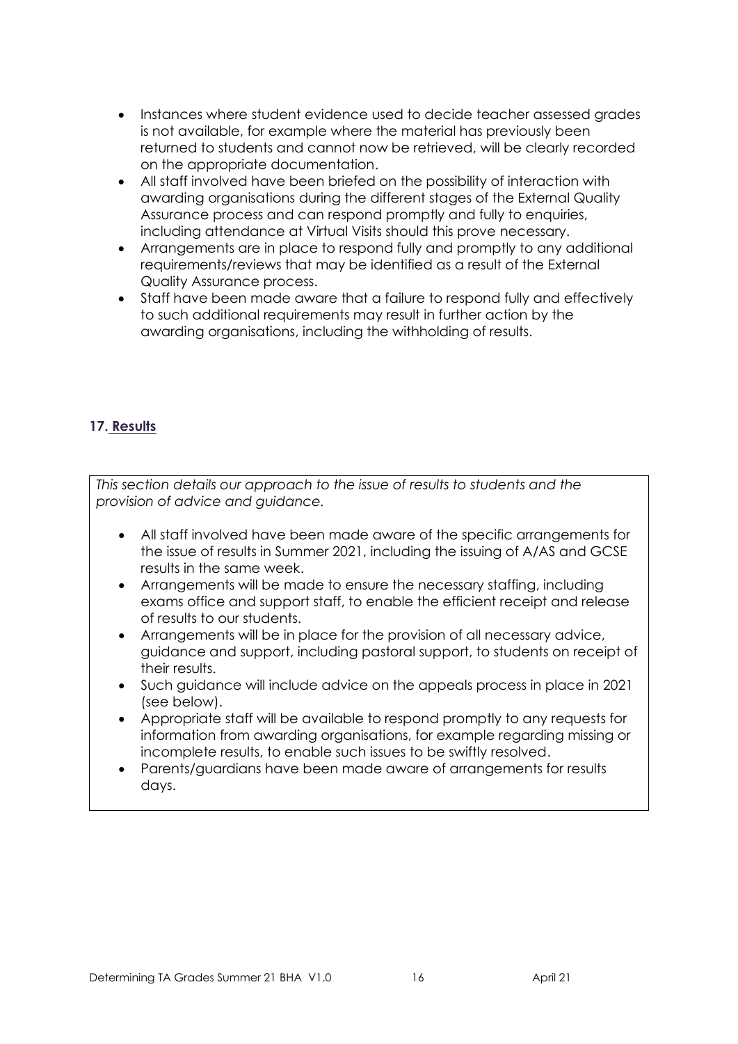- Instances where student evidence used to decide teacher assessed grades is not available, for example where the material has previously been returned to students and cannot now be retrieved, will be clearly recorded on the appropriate documentation.
- All staff involved have been briefed on the possibility of interaction with awarding organisations during the different stages of the External Quality Assurance process and can respond promptly and fully to enquiries, including attendance at Virtual Visits should this prove necessary.
- Arrangements are in place to respond fully and promptly to any additional requirements/reviews that may be identified as a result of the External Quality Assurance process.
- Staff have been made aware that a failure to respond fully and effectively to such additional requirements may result in further action by the awarding organisations, including the withholding of results.

## 17. Results

*This section details our approach to the issue of results to students and the provision of advice and guidance.*

- All staff involved have been made aware of the specific arrangements for the issue of results in Summer 2021, including the issuing of A/AS and GCSE results in the same week.
- Arrangements will be made to ensure the necessary staffing, including exams office and support staff, to enable the efficient receipt and release of results to our students.
- Arrangements will be in place for the provision of all necessary advice, guidance and support, including pastoral support, to students on receipt of their results.
- Such guidance will include advice on the appeals process in place in 2021 (see below).
- Appropriate staff will be available to respond promptly to any requests for information from awarding organisations, for example regarding missing or incomplete results, to enable such issues to be swiftly resolved.
- Parents/guardians have been made aware of arrangements for results days.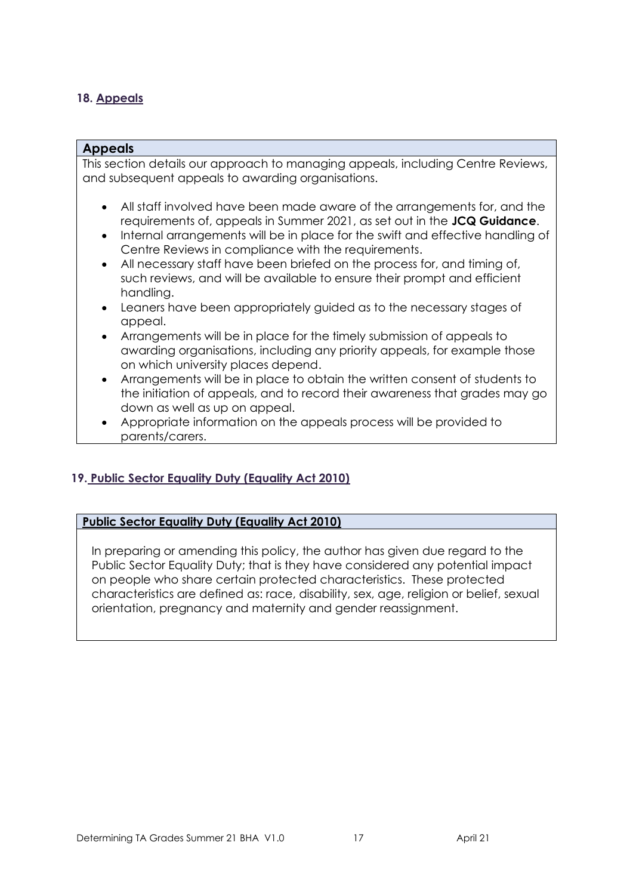## 18. Appeals

### Appeals

This section details our approach to managing appeals, including Centre Reviews, and subsequent appeals to awarding organisations.

- All staff involved have been made aware of the arrangements for, and the requirements of, appeals in Summer 2021, as set out in the **JCQ Guidance**.
- Internal arrangements will be in place for the swift and effective handling of Centre Reviews in compliance with the requirements.
- All necessary staff have been briefed on the process for, and timing of, such reviews, and will be available to ensure their prompt and efficient handling.
- Leaners have been appropriately guided as to the necessary stages of appeal.
- Arrangements will be in place for the timely submission of appeals to awarding organisations, including any priority appeals, for example those on which university places depend.
- Arrangements will be in place to obtain the written consent of students to the initiation of appeals, and to record their awareness that grades may go down as well as up on appeal.
- Appropriate information on the appeals process will be provided to parents/carers.

## 19. Public Sector Equality Duty (Equality Act 2010)

### Public Sector Equality Duty (Equality Act 2010)

In preparing or amending this policy, the author has given due regard to the Public Sector Equality Duty; that is they have considered any potential impact on people who share certain protected characteristics. These protected characteristics are defined as: race, disability, sex, age, religion or belief, sexual orientation, pregnancy and maternity and gender reassignment.